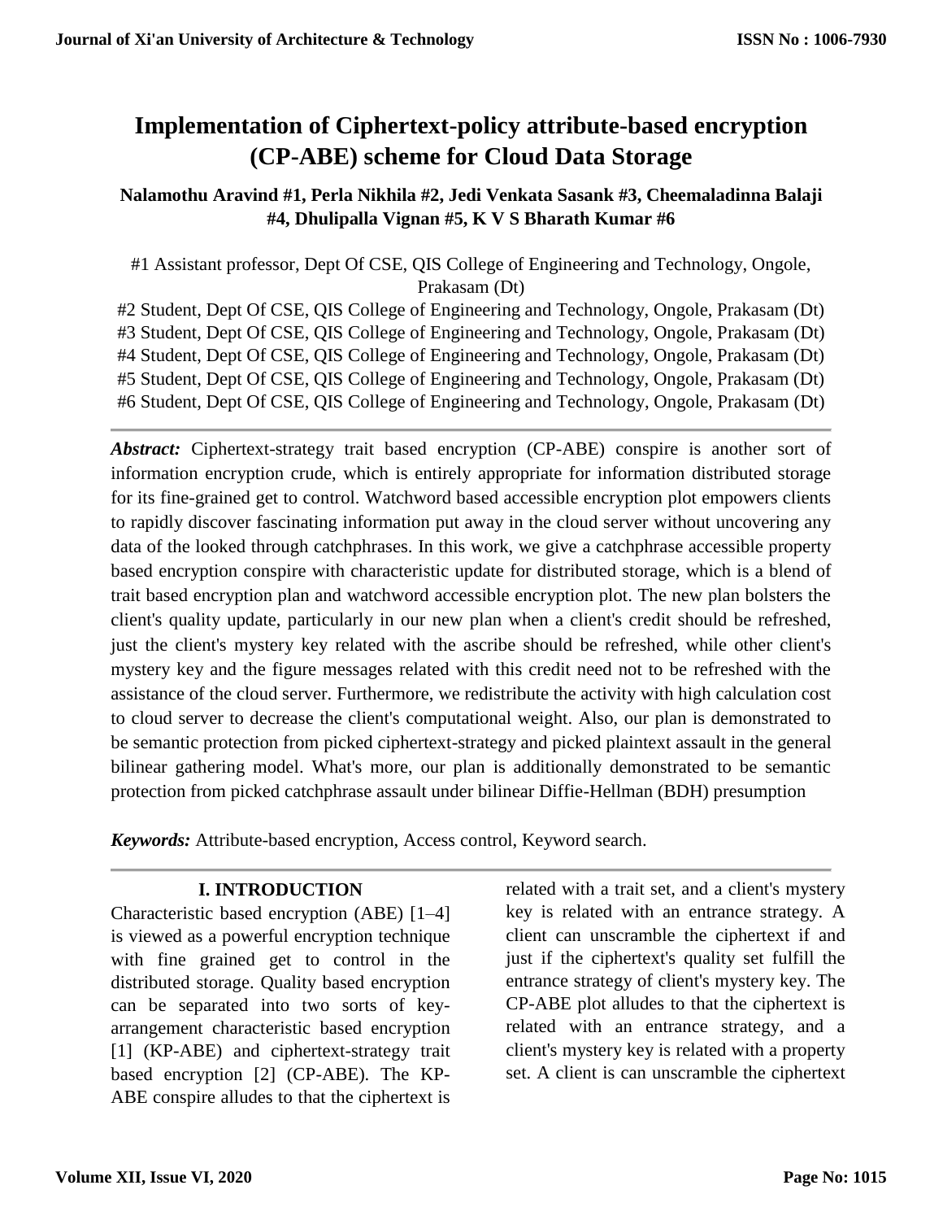# Implementation of Ciphertext-policy attribute-based encryption (CP-ABE) scheme for Cloud Data Storage

**Nalamothu Aravind #1, Perla Nikhila #2, Jedi Venkata Sasank #3, Cheemaladinna Balaji #4, Dhulipalla Vignan #5, K V S Bharath Kumar #6**

#1 Assistant professor, Dept Of CSE, QIS College of Engineering and Technology, Ongole, Prakasam (Dt)
#2 Student, Dept Of CSE, QIS College of Engineering and Technology, Ongole, Prakasam (Dt)
#3 Student, Dept Of CSE, QIS College of Engineering and Technology, Ongole, Prakasam (Dt)
#4 Student, Dept Of CSE, QIS College of Engineering and Technology, Ongole, Prakasam (Dt)
#5 Student, Dept Of CSE, QIS College of Engineering and Technology, Ongole, Prakasam (Dt)
#6 Student, Dept Of CSE, QIS College of Engineering and Technology, Ongole, Prakasam (Dt)

***Abstract:*** Ciphertext-strategy trait based encryption (CP-ABE) conspire is another sort of information encryption crude, which is entirely appropriate for information distributed storage for its fine-grained get to control. Watchword based accessible encryption plot empowers clients to rapidly discover fascinating information put away in the cloud server without uncovering any data of the looked through catchphrases. In this work, we give a catchphrase accessible property based encryption conspire with characteristic update for distributed storage, which is a blend of trait based encryption plan and watchword accessible encryption plot. The new plan bolsters the client's quality update, particularly in our new plan when a client's credit should be refreshed, just the client's mystery key related with the ascribe should be refreshed, while other client's mystery key and the figure messages related with this credit need not to be refreshed with the assistance of the cloud server. Furthermore, we redistribute the activity with high calculation cost to cloud server to decrease the client's computational weight. Also, our plan is demonstrated to be semantic protection from picked ciphertext-strategy and picked plaintext assault in the general bilinear gathering model. What's more, our plan is additionally demonstrated to be semantic protection from picked catchphrase assault under bilinear Diffie-Hellman (BDH) presumption

***Keywords:*** Attribute-based encryption, Access control, Keyword search.

## I. INTRODUCTION

Characteristic based encryption (ABE) [1–4] is viewed as a powerful encryption technique with fine grained get to control in the distributed storage. Quality based encryption can be separated into two sorts of key-arrangement characteristic based encryption [1] (KP-ABE) and ciphertext-strategy trait based encryption [2] (CP-ABE). The KP-ABE conspire alludes to that the ciphertext is related with a trait set, and a client's mystery key is related with an entrance strategy. A client can unscramble the ciphertext if and just if the ciphertext's quality set fulfill the entrance strategy of client's mystery key. The CP-ABE plot alludes to that the ciphertext is related with an entrance strategy, and a client's mystery key is related with a property set. A client is can unscramble the ciphertext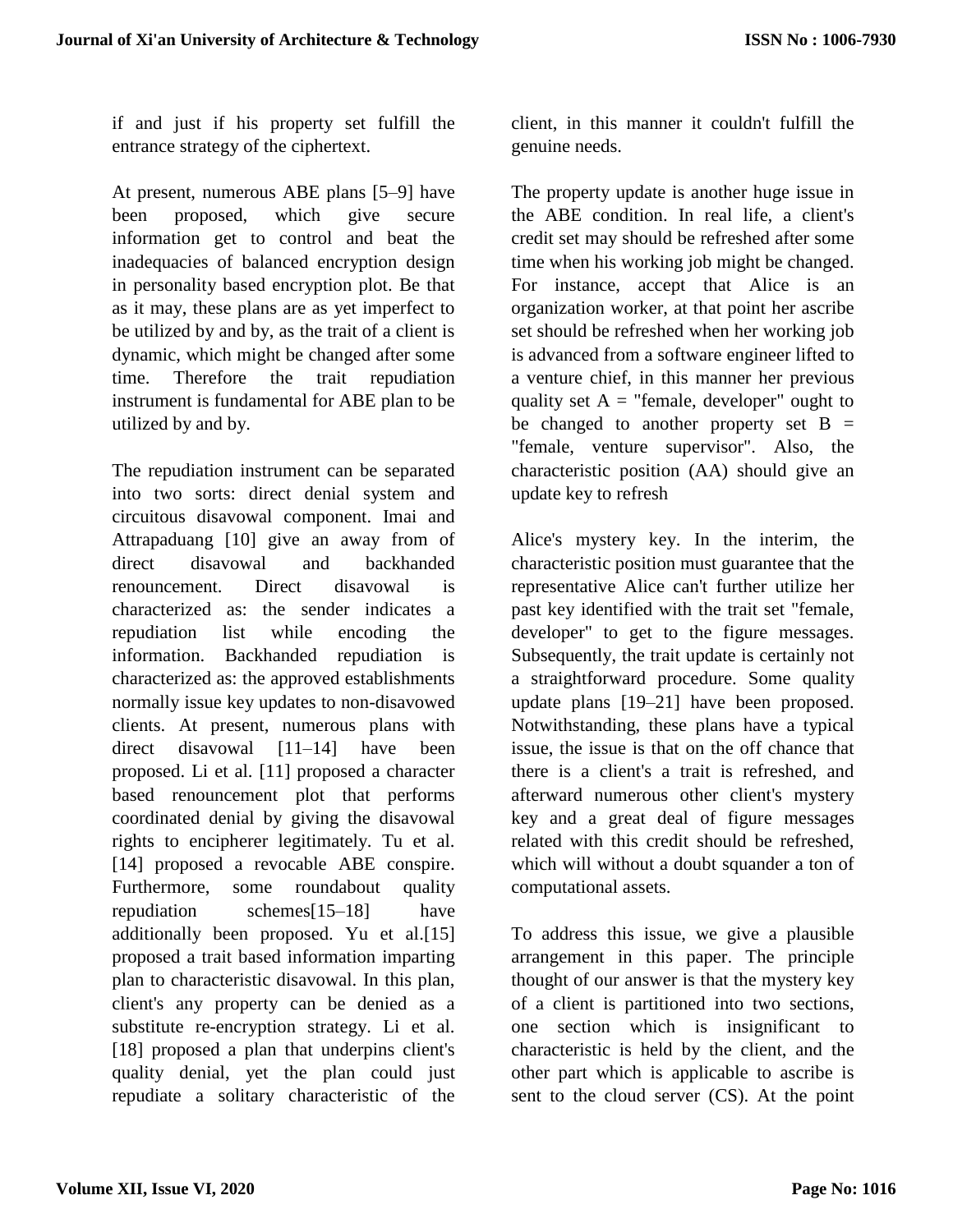if and just if his property set fulfill the entrance strategy of the ciphertext.

At present, numerous ABE plans [5–9] have been proposed, which give secure information get to control and beat the inadequacies of balanced encryption design in personality based encryption plot. Be that as it may, these plans are as yet imperfect to be utilized by and by, as the trait of a client is dynamic, which might be changed after some time. Therefore the trait repudiation instrument is fundamental for ABE plan to be utilized by and by.

The repudiation instrument can be separated into two sorts: direct denial system and circuitous disavowal component. Imai and Attrapaduang [10] give an away from of direct disavowal and backhanded renouncement. Direct disavowal is characterized as: the sender indicates a repudiation list while encoding the information. Backhanded repudiation is characterized as: the approved establishments normally issue key updates to non-disavowed clients. At present, numerous plans with direct disavowal [11–14] have been proposed. Li et al. [11] proposed a character based renouncement plot that performs coordinated denial by giving the disavowal rights to encipherer legitimately. Tu et al. [14] proposed a revocable ABE conspire. Furthermore, some roundabout quality repudiation schemes[15–18] have additionally been proposed. Yu et al.[15] proposed a trait based information imparting plan to characteristic disavowal. In this plan, client's any property can be denied as a substitute re-encryption strategy. Li et al. [18] proposed a plan that underpins client's quality denial, yet the plan could just repudiate a solitary characteristic of the client, in this manner it couldn't fulfill the genuine needs.

The property update is another huge issue in the ABE condition. In real life, a client's credit set may should be refreshed after some time when his working job might be changed. For instance, accept that Alice is an organization worker, at that point her ascribe set should be refreshed when her working job is advanced from a software engineer lifted to a venture chief, in this manner her previous quality set A = "female, developer" ought to be changed to another property set B = "female, venture supervisor". Also, the characteristic position (AA) should give an update key to refresh

Alice's mystery key. In the interim, the characteristic position must guarantee that the representative Alice can't further utilize her past key identified with the trait set "female, developer" to get to the figure messages. Subsequently, the trait update is certainly not a straightforward procedure. Some quality update plans [19–21] have been proposed. Notwithstanding, these plans have a typical issue, the issue is that on the off chance that there is a client's a trait is refreshed, and afterward numerous other client's mystery key and a great deal of figure messages related with this credit should be refreshed, which will without a doubt squander a ton of computational assets.

To address this issue, we give a plausible arrangement in this paper. The principle thought of our answer is that the mystery key of a client is partitioned into two sections, one section which is insignificant to characteristic is held by the client, and the other part which is applicable to ascribe is sent to the cloud server (CS). At the point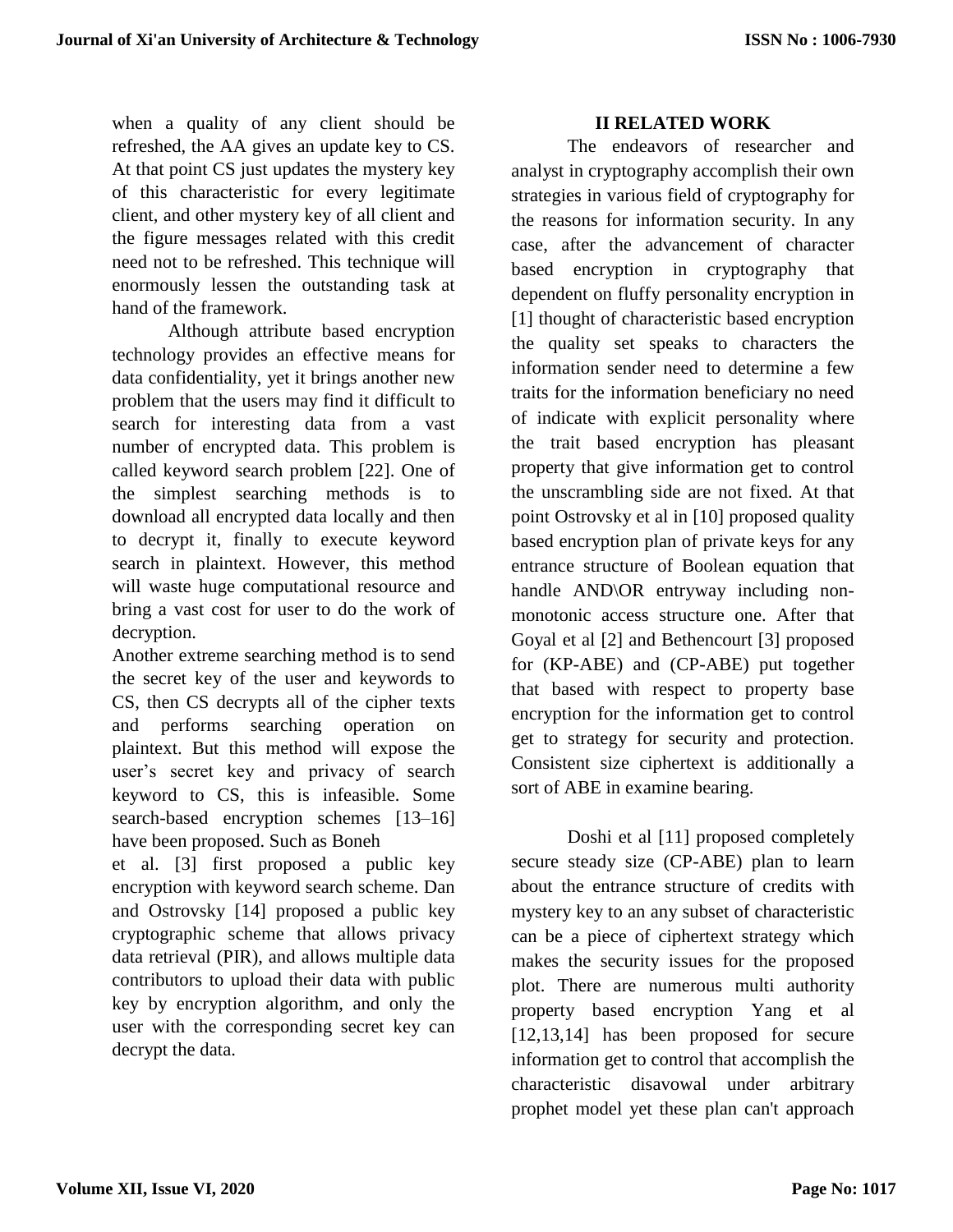when a quality of any client should be refreshed, the AA gives an update key to CS. At that point CS just updates the mystery key of this characteristic for every legitimate client, and other mystery key of all client and the figure messages related with this credit need not to be refreshed. This technique will enormously lessen the outstanding task at hand of the framework.

Although attribute based encryption technology provides an effective means for data confidentiality, yet it brings another new problem that the users may find it difficult to search for interesting data from a vast number of encrypted data. This problem is called keyword search problem [22]. One of the simplest searching methods is to download all encrypted data locally and then to decrypt it, finally to execute keyword search in plaintext. However, this method will waste huge computational resource and bring a vast cost for user to do the work of decryption.

Another extreme searching method is to send the secret key of the user and keywords to CS, then CS decrypts all of the cipher texts and performs searching operation on plaintext. But this method will expose the user's secret key and privacy of search keyword to CS, this is infeasible. Some search-based encryption schemes [13–16] have been proposed. Such as Boneh et al. [3] first proposed a public key encryption with keyword search scheme. Dan and Ostrovsky [14] proposed a public key cryptographic scheme that allows privacy data retrieval (PIR), and allows multiple data contributors to upload their data with public key by encryption algorithm, and only the user with the corresponding secret key can decrypt the data.

## II RELATED WORK

The endeavors of researcher and analyst in cryptography accomplish their own strategies in various field of cryptography for the reasons for information security. In any case, after the advancement of character based encryption in cryptography that dependent on fluffy personality encryption in [1] thought of characteristic based encryption the quality set speaks to characters the information sender need to determine a few traits for the information beneficiary no need of indicate with explicit personality where the trait based encryption has pleasant property that give information get to control the unscrambling side are not fixed. At that point Ostrovsky et al in [10] proposed quality based encryption plan of private keys for any entrance structure of Boolean equation that handle AND\OR entryway including non-monotonic access structure one. After that Goyal et al [2] and Bethencourt [3] proposed for (KP-ABE) and (CP-ABE) put together that based with respect to property base encryption for the information get to control get to strategy for security and protection. Consistent size ciphertext is additionally a sort of ABE in examine bearing.

Doshi et al [11] proposed completely secure steady size (CP-ABE) plan to learn about the entrance structure of credits with mystery key to an any subset of characteristic can be a piece of ciphertext strategy which makes the security issues for the proposed plot. There are numerous multi authority property based encryption Yang et al [12,13,14] has been proposed for secure information get to control that accomplish the characteristic disavowal under arbitrary prophet model yet these plan can't approach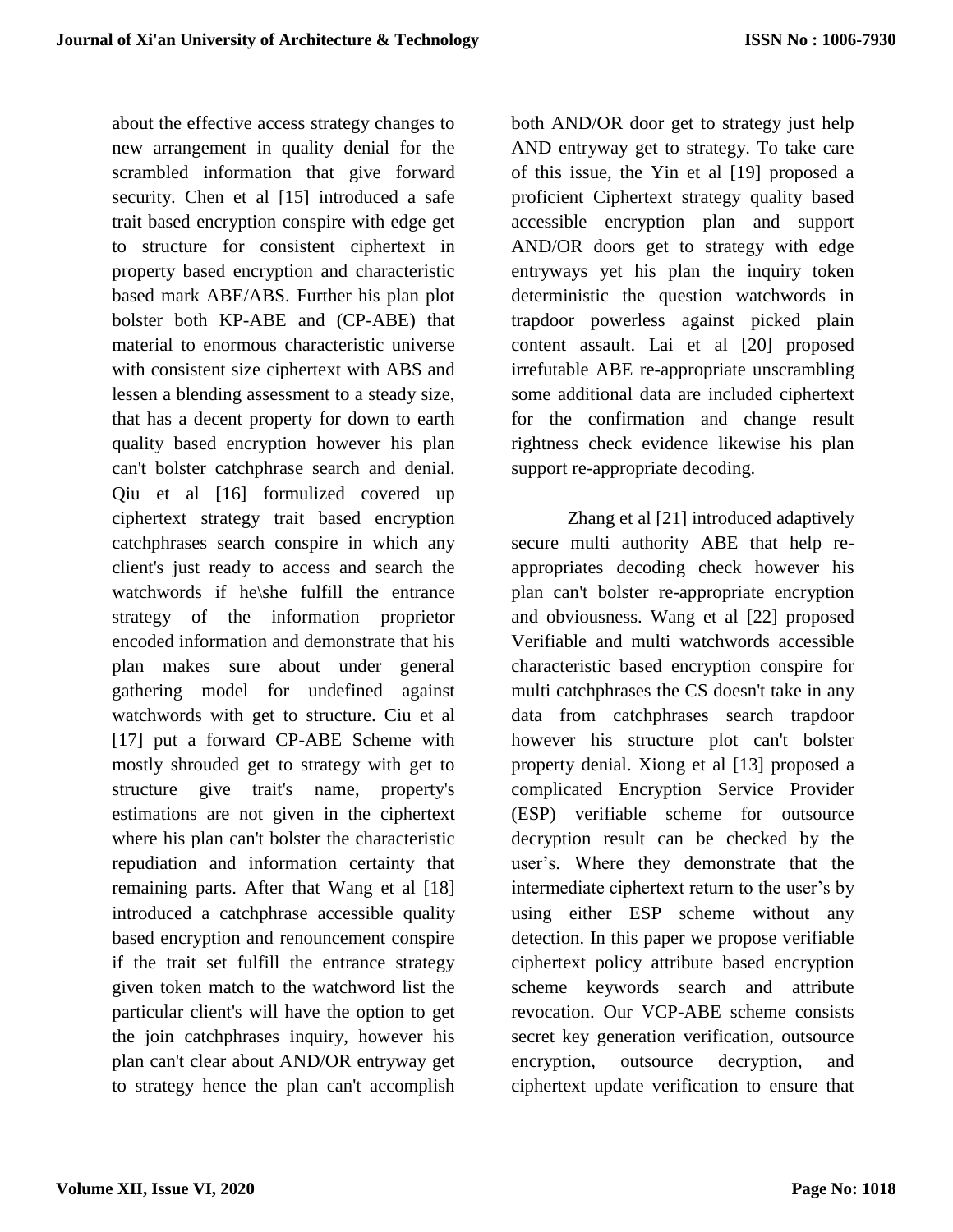about the effective access strategy changes to new arrangement in quality denial for the scrambled information that give forward security. Chen et al [15] introduced a safe trait based encryption conspire with edge get to structure for consistent ciphertext in property based encryption and characteristic based mark ABE/ABS. Further his plan plot bolster both KP-ABE and (CP-ABE) that material to enormous characteristic universe with consistent size ciphertext with ABS and lessen a blending assessment to a steady size, that has a decent property for down to earth quality based encryption however his plan can't bolster catchphrase search and denial. Qiu et al [16] formulized covered up ciphertext strategy trait based encryption catchphrases search conspire in which any client's just ready to access and search the watchwords if he\she fulfill the entrance strategy of the information proprietor encoded information and demonstrate that his plan makes sure about under general gathering model for undefined against watchwords with get to structure. Ciu et al [17] put a forward CP-ABE Scheme with mostly shrouded get to strategy with get to structure give trait's name, property's estimations are not given in the ciphertext where his plan can't bolster the characteristic repudiation and information certainty that remaining parts. After that Wang et al [18] introduced a catchphrase accessible quality based encryption and renouncement conspire if the trait set fulfill the entrance strategy given token match to the watchword list the particular client's will have the option to get the join catchphrases inquiry, however his plan can't clear about AND/OR entryway get to strategy hence the plan can't accomplish both AND/OR door get to strategy just help AND entryway get to strategy. To take care of this issue, the Yin et al [19] proposed a proficient Ciphertext strategy quality based accessible encryption plan and support AND/OR doors get to strategy with edge entryways yet his plan the inquiry token deterministic the question watchwords in trapdoor powerless against picked plain content assault. Lai et al [20] proposed irrefutable ABE re-appropriate unscrambling some additional data are included ciphertext for the confirmation and change result rightness check evidence likewise his plan support re-appropriate decoding.

Zhang et al [21] introduced adaptively secure multi authority ABE that help re-appropriates decoding check however his plan can't bolster re-appropriate encryption and obviousness. Wang et al [22] proposed Verifiable and multi watchwords accessible characteristic based encryption conspire for multi catchphrases the CS doesn't take in any data from catchphrases search trapdoor however his structure plot can't bolster property denial. Xiong et al [13] proposed a complicated Encryption Service Provider (ESP) verifiable scheme for outsource decryption result can be checked by the user's. Where they demonstrate that the intermediate ciphertext return to the user's by using either ESP scheme without any detection. In this paper we propose verifiable ciphertext policy attribute based encryption scheme keywords search and attribute revocation. Our VCP-ABE scheme consists secret key generation verification, outsource encryption, outsource decryption, and ciphertext update verification to ensure that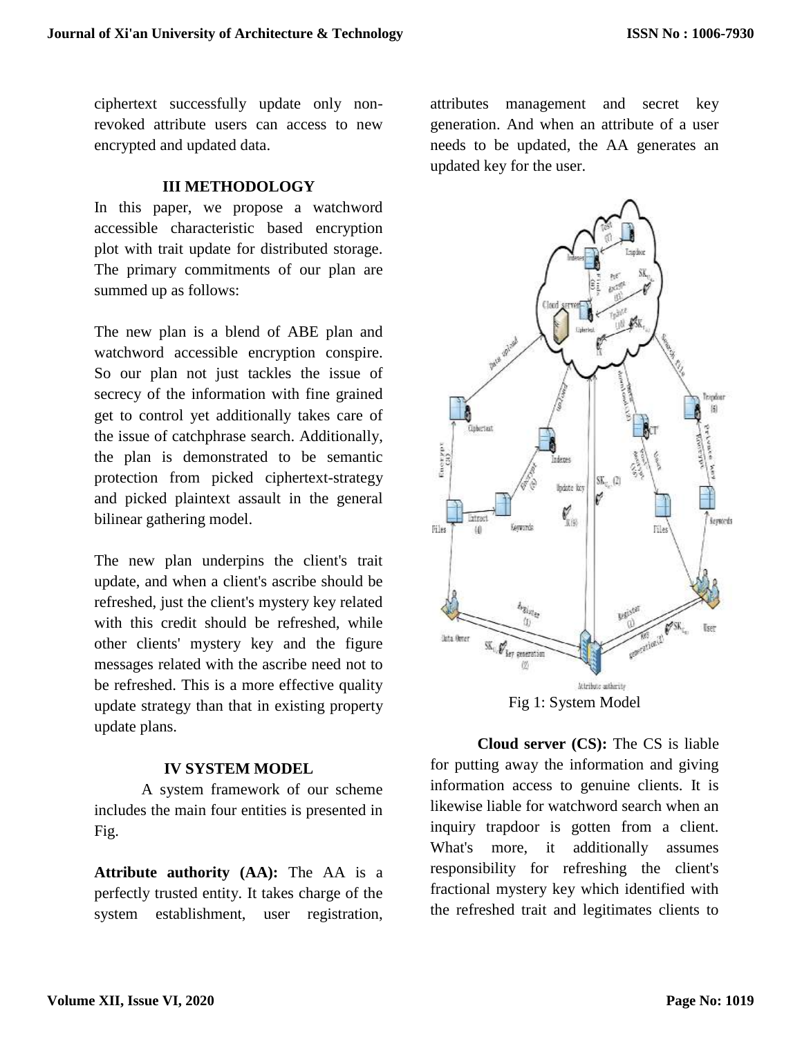ciphertext successfully update only non-revoked attribute users can access to new encrypted and updated data.

## III METHODOLOGY

In this paper, we propose a watchword accessible characteristic based encryption plot with trait update for distributed storage. The primary commitments of our plan are summed up as follows:

The new plan is a blend of ABE plan and watchword accessible encryption conspire. So our plan not just tackles the issue of secrecy of the information with fine grained get to control yet additionally takes care of the issue of catchphrase search. Additionally, the plan is demonstrated to be semantic protection from picked ciphertext-strategy and picked plaintext assault in the general bilinear gathering model.

The new plan underpins the client's trait update, and when a client's ascribe should be refreshed, just the client's mystery key related with this credit should be refreshed, while other clients' mystery key and the figure messages related with the ascribe need not to be refreshed. This is a more effective quality update strategy than that in existing property update plans.

## IV SYSTEM MODEL

A system framework of our scheme includes the main four entities is presented in Fig.

**Attribute authority (AA):** The AA is a perfectly trusted entity. It takes charge of the system establishment, user registration, attributes management and secret key generation. And when an attribute of a user needs to be updated, the AA generates an updated key for the user.

Fig 1: System Model

**Cloud server (CS):** The CS is liable for putting away the information and giving information access to genuine clients. It is likewise liable for watchword search when an inquiry trapdoor is gotten from a client. What's more, it additionally assumes responsibility for refreshing the client's fractional mystery key which identified with the refreshed trait and legitimates clients to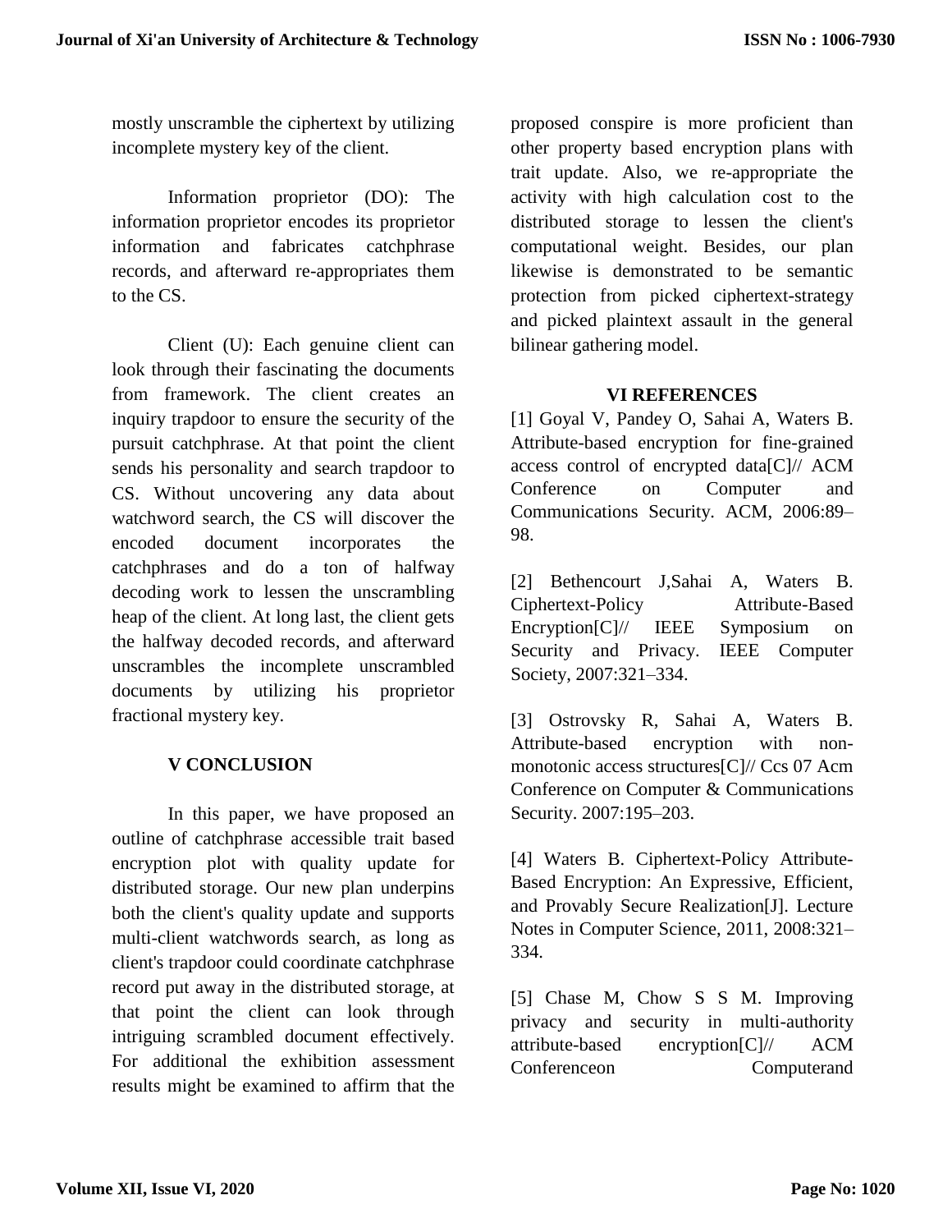mostly unscramble the ciphertext by utilizing incomplete mystery key of the client.

Information proprietor (DO): The information proprietor encodes its proprietor information and fabricates catchphrase records, and afterward re-appropriates them to the CS.

Client (U): Each genuine client can look through their fascinating the documents from framework. The client creates an inquiry trapdoor to ensure the security of the pursuit catchphrase. At that point the client sends his personality and search trapdoor to CS. Without uncovering any data about watchword search, the CS will discover the encoded document incorporates the catchphrases and do a ton of halfway decoding work to lessen the unscrambling heap of the client. At long last, the client gets the halfway decoded records, and afterward unscrambles the incomplete unscrambled documents by utilizing his proprietor fractional mystery key.

## V CONCLUSION

In this paper, we have proposed an outline of catchphrase accessible trait based encryption plot with quality update for distributed storage. Our new plan underpins both the client's quality update and supports multi-client watchwords search, as long as client's trapdoor could coordinate catchphrase record put away in the distributed storage, at that point the client can look through intriguing scrambled document effectively. For additional the exhibition assessment results might be examined to affirm that the proposed conspire is more proficient than other property based encryption plans with trait update. Also, we re-appropriate the activity with high calculation cost to the distributed storage to lessen the client's computational weight. Besides, our plan likewise is demonstrated to be semantic protection from picked ciphertext-strategy and picked plaintext assault in the general bilinear gathering model.

## VI REFERENCES

[1] Goyal V, Pandey O, Sahai A, Waters B. Attribute-based encryption for fine-grained access control of encrypted data[C]// ACM Conference on Computer and Communications Security. ACM, 2006:89–98.

[2] Bethencourt J,Sahai A, Waters B. Ciphertext-Policy Attribute-Based Encryption[C]// IEEE Symposium on Security and Privacy. IEEE Computer Society, 2007:321–334.

[3] Ostrovsky R, Sahai A, Waters B. Attribute-based encryption with non-monotonic access structures[C]// Ccs 07 Acm Conference on Computer & Communications Security. 2007:195–203.

[4] Waters B. Ciphertext-Policy Attribute-Based Encryption: An Expressive, Efficient, and Provably Secure Realization[J]. Lecture Notes in Computer Science, 2011, 2008:321–334.

[5] Chase M, Chow S S M. Improving privacy and security in multi-authority attribute-based encryption[C]// ACM Conferenceon Computerand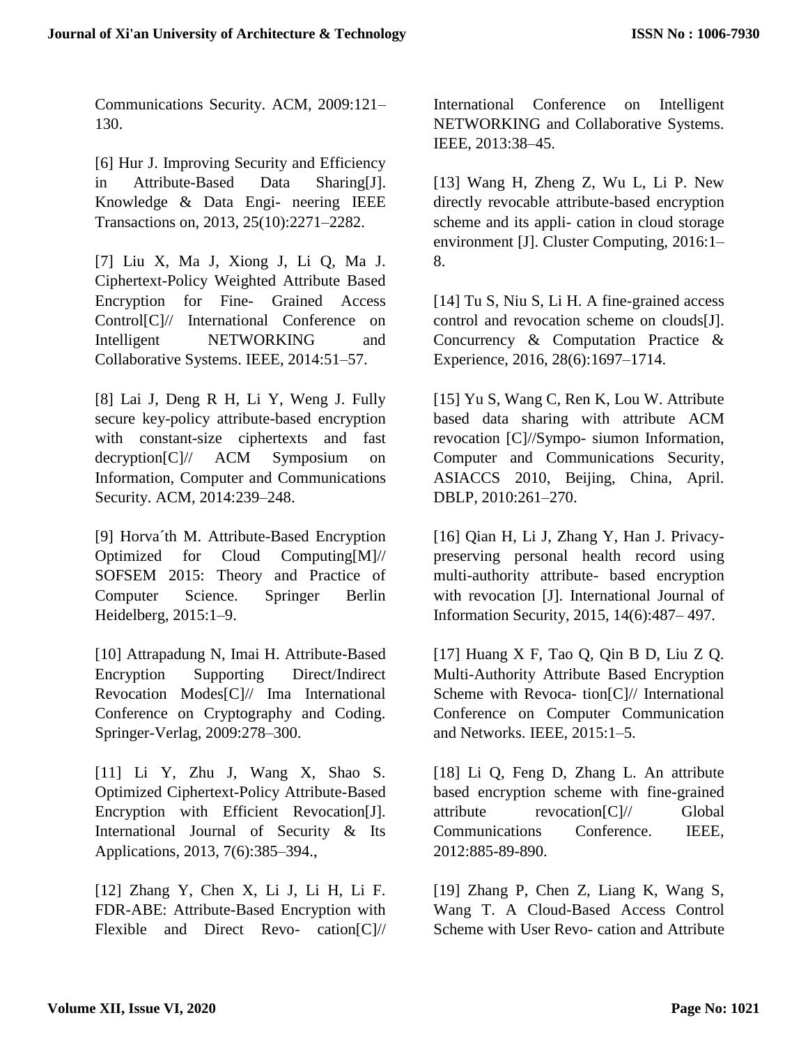Communications Security. ACM, 2009:121–130.

[6] Hur J. Improving Security and Efficiency in Attribute-Based Data Sharing[J]. Knowledge & Data Engi- neering IEEE Transactions on, 2013, 25(10):2271–2282.

[7] Liu X, Ma J, Xiong J, Li Q, Ma J. Ciphertext-Policy Weighted Attribute Based Encryption for Fine- Grained Access Control[C]// International Conference on Intelligent NETWORKING and Collaborative Systems. IEEE, 2014:51–57.

[8] Lai J, Deng R H, Li Y, Weng J. Fully secure key-policy attribute-based encryption with constant-size ciphertexts and fast decryption[C]// ACM Symposium on Information, Computer and Communications Security. ACM, 2014:239–248.

[9] Horva´th M. Attribute-Based Encryption Optimized for Cloud Computing[M]// SOFSEM 2015: Theory and Practice of Computer Science. Springer Berlin Heidelberg, 2015:1–9.

[10] Attrapadung N, Imai H. Attribute-Based Encryption Supporting Direct/Indirect Revocation Modes[C]// Ima International Conference on Cryptography and Coding. Springer-Verlag, 2009:278–300.

[11] Li Y, Zhu J, Wang X, Shao S. Optimized Ciphertext-Policy Attribute-Based Encryption with Efficient Revocation[J]. International Journal of Security & Its Applications, 2013, 7(6):385–394.,

[12] Zhang Y, Chen X, Li J, Li H, Li F. FDR-ABE: Attribute-Based Encryption with Flexible and Direct Revo- cation[C]// International Conference on Intelligent NETWORKING and Collaborative Systems. IEEE, 2013:38–45.

[13] Wang H, Zheng Z, Wu L, Li P. New directly revocable attribute-based encryption scheme and its appli- cation in cloud storage environment [J]. Cluster Computing, 2016:1–8.

[14] Tu S, Niu S, Li H. A fine-grained access control and revocation scheme on clouds[J]. Concurrency & Computation Practice & Experience, 2016, 28(6):1697–1714.

[15] Yu S, Wang C, Ren K, Lou W. Attribute based data sharing with attribute ACM revocation [C]//Sympo- siumon Information, Computer and Communications Security, ASIACCS 2010, Beijing, China, April. DBLP, 2010:261–270.

[16] Qian H, Li J, Zhang Y, Han J. Privacy-preserving personal health record using multi-authority attribute- based encryption with revocation [J]. International Journal of Information Security, 2015, 14(6):487– 497.

[17] Huang X F, Tao Q, Qin B D, Liu Z Q. Multi-Authority Attribute Based Encryption Scheme with Revoca- tion[C]// International Conference on Computer Communication and Networks. IEEE, 2015:1–5.

[18] Li Q, Feng D, Zhang L. An attribute based encryption scheme with fine-grained attribute revocation[C]// Global Communications Conference. IEEE, 2012:885-89-890.

[19] Zhang P, Chen Z, Liang K, Wang S, Wang T. A Cloud-Based Access Control Scheme with User Revo- cation and Attribute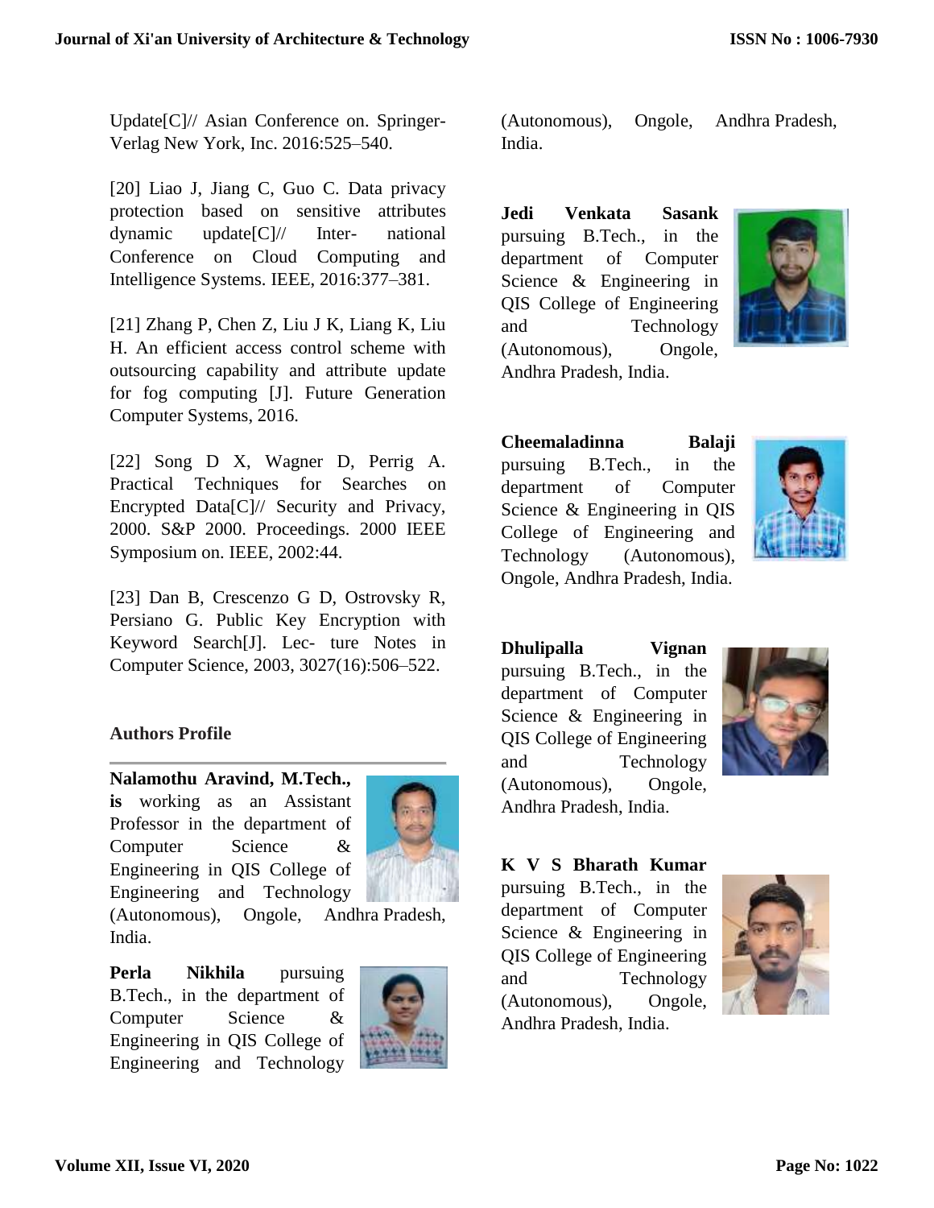Update[C]// Asian Conference on. Springer-Verlag New York, Inc. 2016:525–540.

[20] Liao J, Jiang C, Guo C. Data privacy protection based on sensitive attributes dynamic update[C]// Inter- national Conference on Cloud Computing and Intelligence Systems. IEEE, 2016:377–381.

[21] Zhang P, Chen Z, Liu J K, Liang K, Liu H. An efficient access control scheme with outsourcing capability and attribute update for fog computing [J]. Future Generation Computer Systems, 2016.

[22] Song D X, Wagner D, Perrig A. Practical Techniques for Searches on Encrypted Data[C]// Security and Privacy, 2000. S&P 2000. Proceedings. 2000 IEEE Symposium on. IEEE, 2002:44.

[23] Dan B, Crescenzo G D, Ostrovsky R, Persiano G. Public Key Encryption with Keyword Search[J]. Lec- ture Notes in Computer Science, 2003, 3027(16):506–522.

## Authors Profile

**Nalamothu Aravind, M.Tech., is** working as an Assistant Professor in the department of Computer Science & Engineering in QIS College of Engineering and Technology (Autonomous), Ongole, Andhra Pradesh, India.

**Perla Nikhila** pursuing B.Tech., in the department of Computer Science & Engineering in QIS College of Engineering and Technology (Autonomous), Ongole, Andhra Pradesh, India.

**Jedi Venkata Sasank** pursuing B.Tech., in the department of Computer Science & Engineering in QIS College of Engineering and Technology (Autonomous), Ongole, Andhra Pradesh, India.

**Cheemaladinna Balaji** pursuing B.Tech., in the department of Computer Science & Engineering in QIS College of Engineering and Technology (Autonomous), Ongole, Andhra Pradesh, India.

**Dhulipalla Vignan** pursuing B.Tech., in the department of Computer Science & Engineering in QIS College of Engineering and Technology (Autonomous), Ongole, Andhra Pradesh, India.

**K V S Bharath Kumar** pursuing B.Tech., in the department of Computer Science & Engineering in QIS College of Engineering and Technology (Autonomous), Ongole, Andhra Pradesh, India.